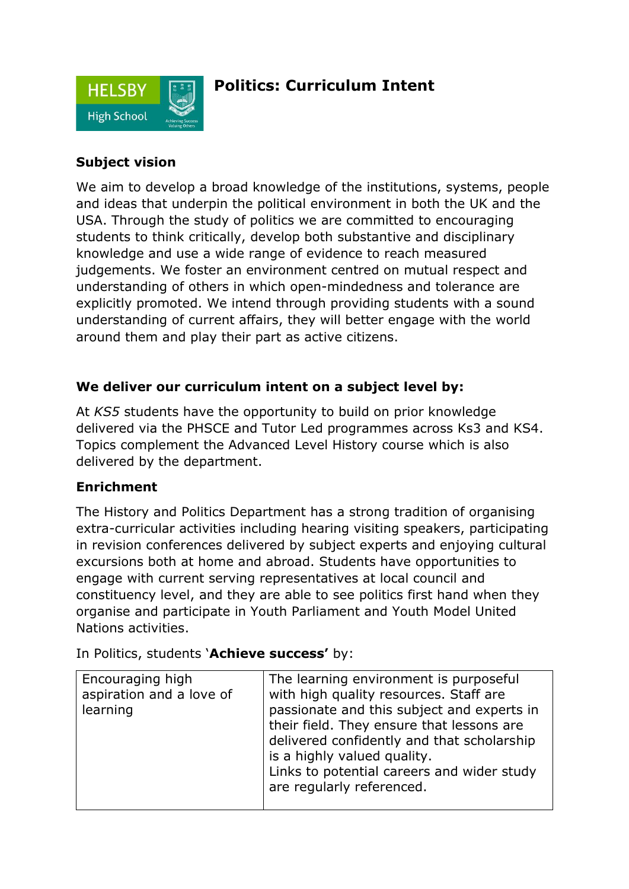# Politics: Curriculum Intent

## Subject vision

We aim to develop a broad knowledge of the institutions, systems, people and ideas that underpin the political environment in both the UK and the USA. Through the study of politics we are committed to encouraging students to think critically, develop both substantive and disciplinary knowledge and use a wide range of evidence to reach measured judgements. We foster an environment centred on mutual respect and understanding of others in which open-mindedness and tolerance are explicitly promoted. We intend through providing students with a sound understanding of current affairs, they will better engage with the world around them and play their part as active citizens.

## We deliver our curriculum intent on a subject level by:

At *KS5* students have the opportunity to build on prior knowledge delivered via the PHSCE and Tutor Led programmes across Ks3 and KS4. Topics complement the Advanced Level History course which is also delivered by the department.

## Enrichment

The History and Politics Department has a strong tradition of organising extra-curricular activities including hearing visiting speakers, participating in revision conferences delivered by subject experts and enjoying cultural excursions both at home and abroad. Students have opportunities to engage with current serving representatives at local council and constituency level, and they are able to see politics first hand when they organise and participate in Youth Parliament and Youth Model United Nations activities.

In Politics, students '**Achieve success'** by:

| | |
|---|---|
| Encouraging high aspiration and a love of learning | The learning environment is purposeful with high quality resources. Staff are passionate and this subject and experts in their field. They ensure that lessons are delivered confidently and that scholarship is a highly valued quality.<br>Links to potential careers and wider study are regularly referenced. |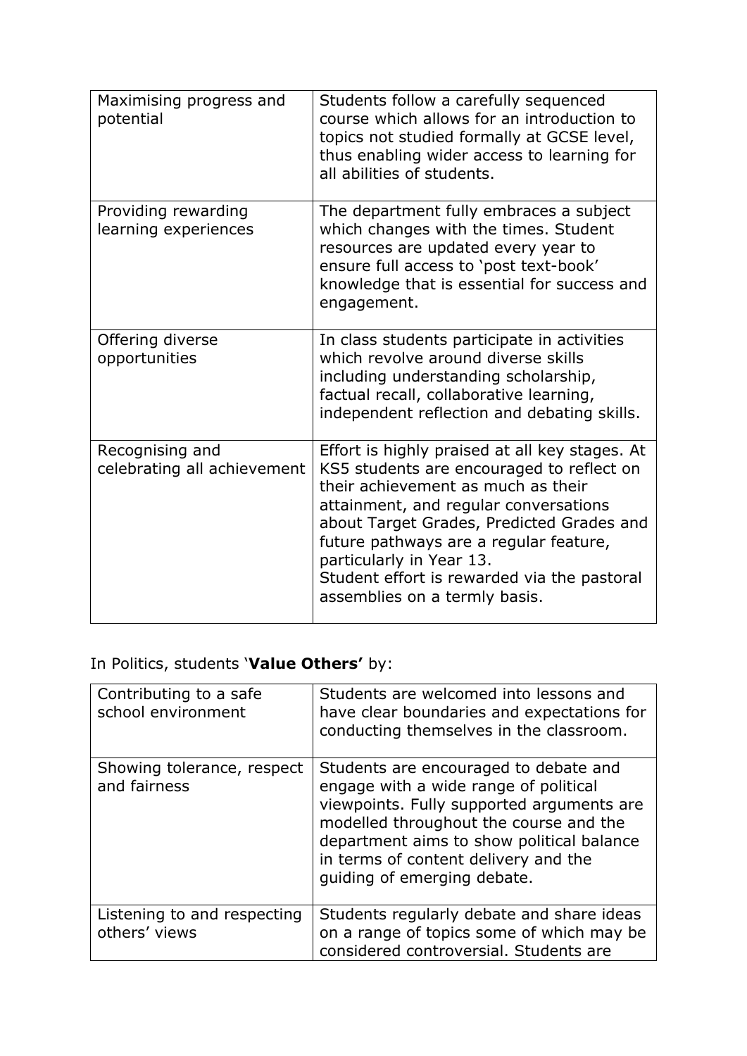| | |
|---|---|
| Maximising progress and potential | Students follow a carefully sequenced course which allows for an introduction to topics not studied formally at GCSE level, thus enabling wider access to learning for all abilities of students. |
| Providing rewarding learning experiences | The department fully embraces a subject which changes with the times. Student resources are updated every year to ensure full access to 'post text-book' knowledge that is essential for success and engagement. |
| Offering diverse opportunities | In class students participate in activities which revolve around diverse skills including understanding scholarship, factual recall, collaborative learning, independent reflection and debating skills. |
| Recognising and celebrating all achievement | Effort is highly praised at all key stages. At KS5 students are encouraged to reflect on their achievement as much as their attainment, and regular conversations about Target Grades, Predicted Grades and future pathways are a regular feature, particularly in Year 13. Student effort is rewarded via the pastoral assemblies on a termly basis. |

In Politics, students '**Value Others'** by:

| | |
|---|---|
| Contributing to a safe school environment | Students are welcomed into lessons and have clear boundaries and expectations for conducting themselves in the classroom. |
| Showing tolerance, respect and fairness | Students are encouraged to debate and engage with a wide range of political viewpoints. Fully supported arguments are modelled throughout the course and the department aims to show political balance in terms of content delivery and the guiding of emerging debate. |
| Listening to and respecting others' views | Students regularly debate and share ideas on a range of topics some of which may be considered controversial. Students are |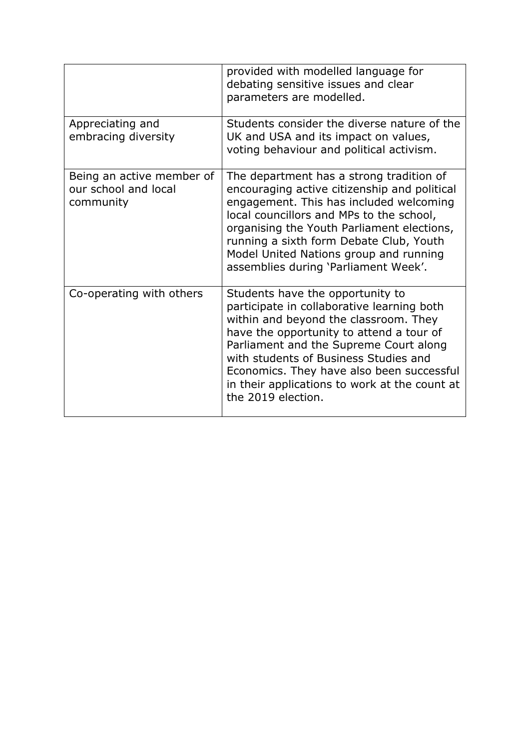| | |
|---|---|
| | provided with modelled language for debating sensitive issues and clear parameters are modelled. |
| Appreciating and embracing diversity | Students consider the diverse nature of the UK and USA and its impact on values, voting behaviour and political activism. |
| Being an active member of our school and local community | The department has a strong tradition of encouraging active citizenship and political engagement. This has included welcoming local councillors and MPs to the school, organising the Youth Parliament elections, running a sixth form Debate Club, Youth Model United Nations group and running assemblies during 'Parliament Week'. |
| Co-operating with others | Students have the opportunity to participate in collaborative learning both within and beyond the classroom. They have the opportunity to attend a tour of Parliament and the Supreme Court along with students of Business Studies and Economics. They have also been successful in their applications to work at the count at the 2019 election. |